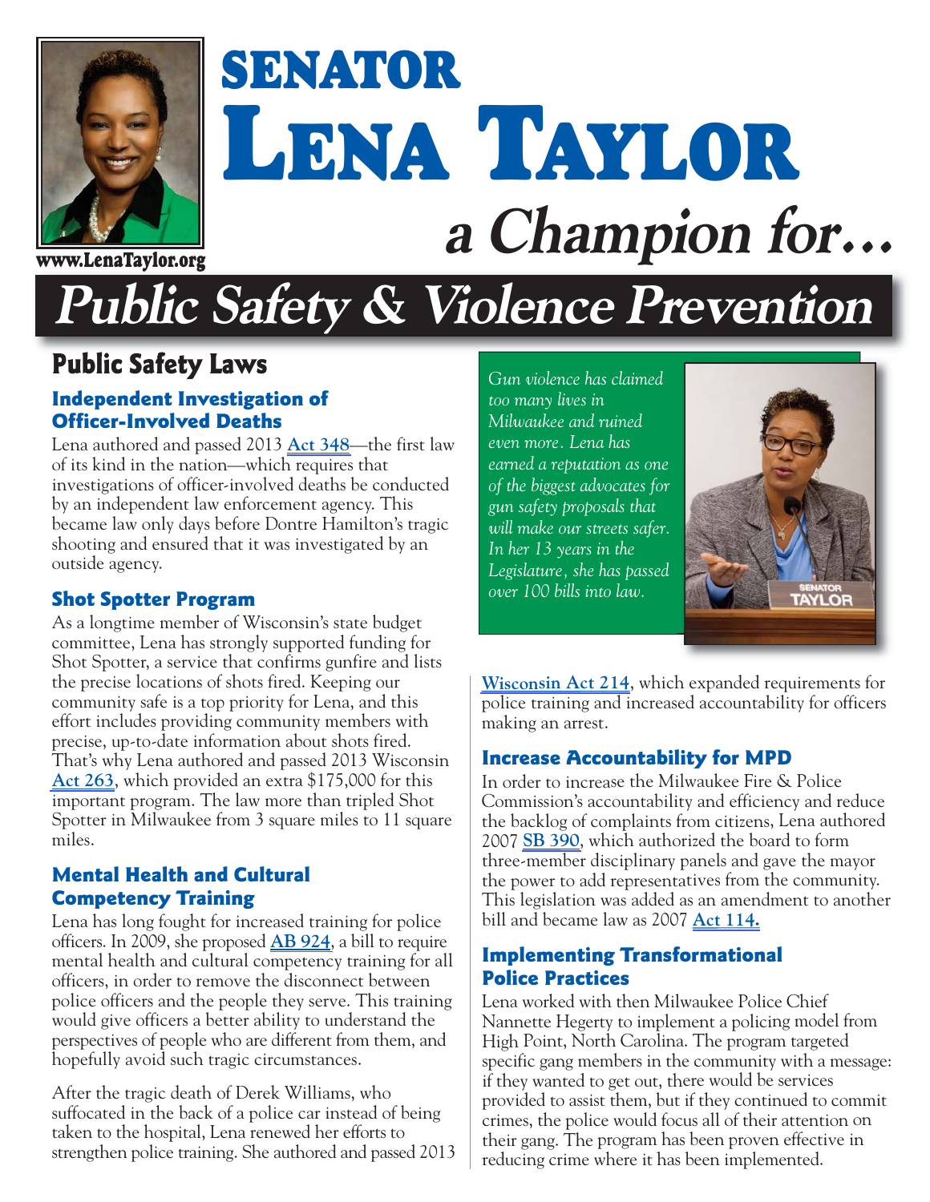# SENATOR LENA TAYLOR

www.LenaTaylor.org

## a Champion for…

# Public Safety & Violence Prevention

## Public Safety Laws

### Independent Investigation of Officer-Involved Deaths

Lena authored and passed 2013 **Act 348**—the first law of its kind in the nation—which requires that investigations of officer-involved deaths be conducted by an independent law enforcement agency. This became law only days before Dontre Hamilton's tragic shooting and ensured that it was investigated by an outside agency.

### Shot Spotter Program

As a longtime member of Wisconsin's state budget committee, Lena has strongly supported funding for Shot Spotter, a service that confirms gunfire and lists the precise locations of shots fired. Keeping our community safe is a top priority for Lena, and this effort includes providing community members with precise, up-to-date information about shots fired. That's why Lena authored and passed 2013 Wisconsin **Act 263**, which provided an extra $175,000 for this important program. The law more than tripled Shot Spotter in Milwaukee from 3 square miles to 11 square miles.

### Mental Health and Cultural Competency Training

Lena has long fought for increased training for police officers. In 2009, she proposed **AB 924**, a bill to require mental health and cultural competency training for all officers, in order to remove the disconnect between police officers and the people they serve. This training would give officers a better ability to understand the perspectives of people who are different from them, and hopefully avoid such tragic circumstances.

After the tragic death of Derek Williams, who suffocated in the back of a police car instead of being taken to the hospital, Lena renewed her efforts to strengthen police training. She authored and passed 2013 **Wisconsin Act 214**, which expanded requirements for police training and increased accountability for officers making an arrest.

*Gun violence has claimed too many lives in Milwaukee and ruined even more. Lena has earned a reputation as one of the biggest advocates for gun safety proposals that will make our streets safer. In her 13 years in the Legislature, she has passed over 100 bills into law.*

### Increase Accountability for MPD

In order to increase the Milwaukee Fire & Police Commission's accountability and efficiency and reduce the backlog of complaints from citizens, Lena authored 2007 **SB 390**, which authorized the board to form three-member disciplinary panels and gave the mayor the power to add representatives from the community. This legislation was added as an amendment to another bill and became law as 2007 **Act 114.**

### Implementing Transformational Police Practices

Lena worked with then Milwaukee Police Chief Nannette Hegerty to implement a policing model from High Point, North Carolina. The program targeted specific gang members in the community with a message: if they wanted to get out, there would be services provided to assist them, but if they continued to commit crimes, the police would focus all of their attention on their gang. The program has been proven effective in reducing crime where it has been implemented.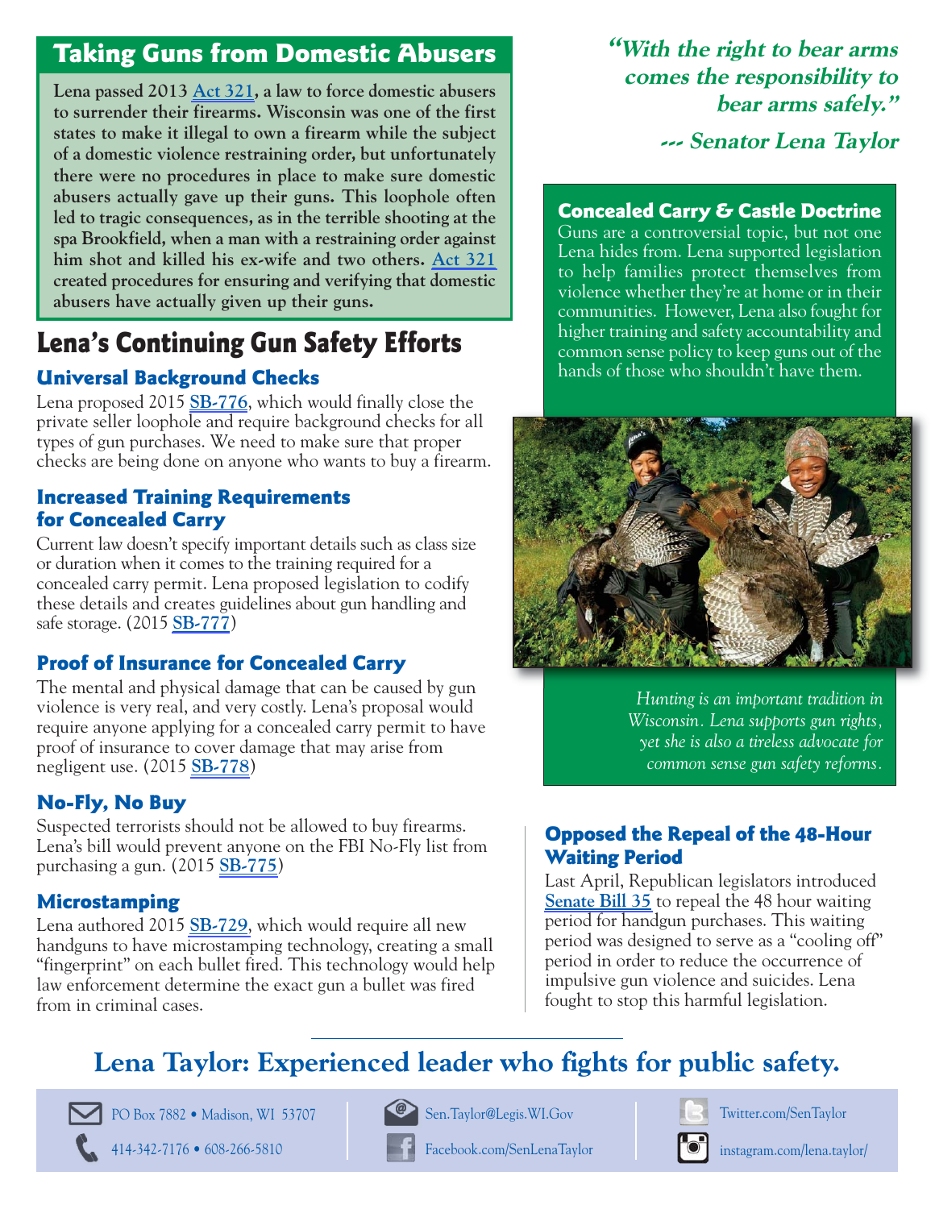## Taking Guns from Domestic Abusers

**Lena passed 2013 Act 321, a law to force domestic abusers to surrender their firearms. Wisconsin was one of the first states to make it illegal to own a firearm while the subject of a domestic violence restraining order, but unfortunately there were no procedures in place to make sure domestic abusers actually gave up their guns. This loophole often led to tragic consequences, as in the terrible shooting at the spa Brookfield, when a man with a restraining order against him shot and killed his ex-wife and two others. Act 321 created procedures for ensuring and verifying that domestic abusers have actually given up their guns.**

# Lena's Continuing Gun Safety Efforts

### Universal Background Checks

Lena proposed 2015 SB-776, which would finally close the private seller loophole and require background checks for all types of gun purchases. We need to make sure that proper checks are being done on anyone who wants to buy a firearm.

### Increased Training Requirements for Concealed Carry

Current law doesn't specify important details such as class size or duration when it comes to the training required for a concealed carry permit. Lena proposed legislation to codify these details and creates guidelines about gun handling and safe storage. (2015 SB-777)

### Proof of Insurance for Concealed Carry

The mental and physical damage that can be caused by gun violence is very real, and very costly. Lena's proposal would require anyone applying for a concealed carry permit to have proof of insurance to cover damage that may arise from negligent use. (2015 SB-778)

### No-Fly, No Buy

Suspected terrorists should not be allowed to buy firearms. Lena's bill would prevent anyone on the FBI No-Fly list from purchasing a gun. (2015 SB-775)

### Microstamping

Lena authored 2015 SB-729, which would require all new handguns to have microstamping technology, creating a small "fingerprint" on each bullet fired. This technology would help law enforcement determine the exact gun a bullet was fired from in criminal cases.

***"With the right to bear arms comes the responsibility to bear arms safely."***

***--- Senator Lena Taylor***

### Concealed Carry & Castle Doctrine

Guns are a controversial topic, but not one Lena hides from. Lena supported legislation to help families protect themselves from violence whether they're at home or in their communities. However, Lena also fought for higher training and safety accountability and common sense policy to keep guns out of the hands of those who shouldn't have them.

*Hunting is an important tradition in Wisconsin. Lena supports gun rights, yet she is also a tireless advocate for common sense gun safety reforms.*

### Opposed the Repeal of the 48-Hour Waiting Period

Last April, Republican legislators introduced Senate Bill 35 to repeal the 48 hour waiting period for handgun purchases. This waiting period was designed to serve as a "cooling off" period in order to reduce the occurrence of impulsive gun violence and suicides. Lena fought to stop this harmful legislation.

## Lena Taylor: Experienced leader who fights for public safety.

PO Box 7882 • Madison, WI 53707

414-342-7176 • 608-266-5810

Sen.Taylor@Legis.WI.Gov

Facebook.com/SenLenaTaylor

Twitter.com/SenTaylor

instagram.com/lena.taylor/